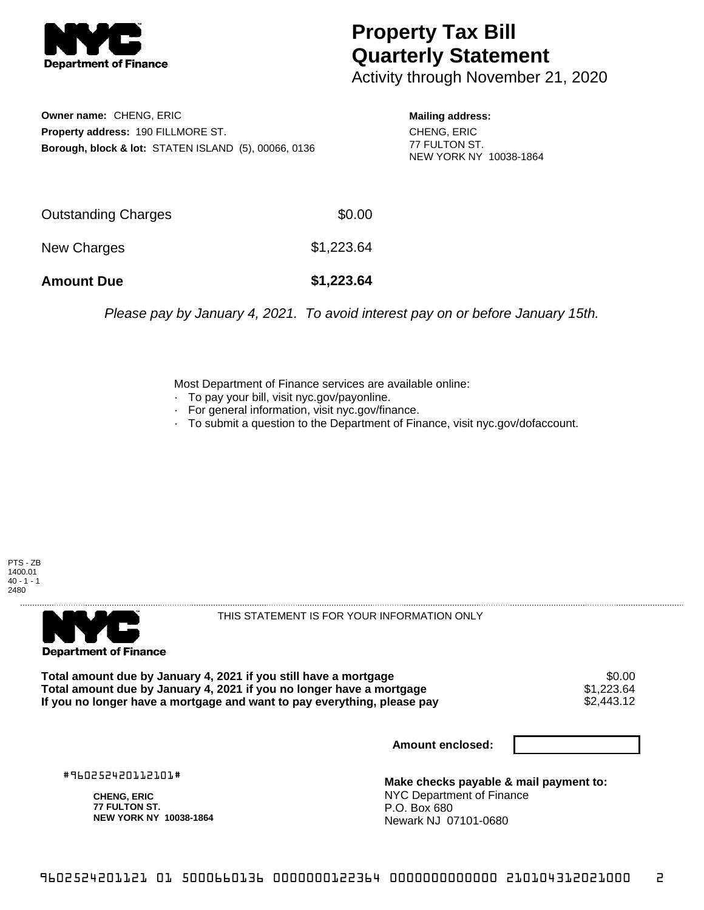# Property Tax Bill Quarterly Statement

Activity through November 21, 2020

**Owner name:** CHENG, ERIC
**Property address:** 190 FILLMORE ST.
**Borough, block & lot:** STATEN ISLAND (5), 00066, 0136

**Mailing address:**
CHENG, ERIC
77 FULTON ST.
NEW YORK NY 10038-1864

| | |
|---|---|
| Outstanding Charges | $0.00 |
| New Charges | $1,223.64 |
| **Amount Due** | **$1,223.64** |

*Please pay by January 4, 2021. To avoid interest pay on or before January 15th.*

Most Department of Finance services are available online:
- To pay your bill, visit nyc.gov/payonline.
- For general information, visit nyc.gov/finance.
- To submit a question to the Department of Finance, visit nyc.gov/dofaccount.

PTS - ZB
1400.01
40 - 1 - 1
2480

THIS STATEMENT IS FOR YOUR INFORMATION ONLY

| | |
|---|---|
| **Total amount due by January 4, 2021 if you still have a mortgage** | $0.00 |
| **Total amount due by January 4, 2021 if you no longer have a mortgage** | $1,223.64 |
| **If you no longer have a mortgage and want to pay everything, please pay** | $2,443.12 |

**Amount enclosed:**

#960252420112101#

**CHENG, ERIC**
**77 FULTON ST.**
**NEW YORK NY 10038-1864**

**Make checks payable & mail payment to:**
NYC Department of Finance
P.O. Box 680
Newark NJ 07101-0680

960252420112101 01 5000660136 0000000122364 0000000000000 210104312021000 2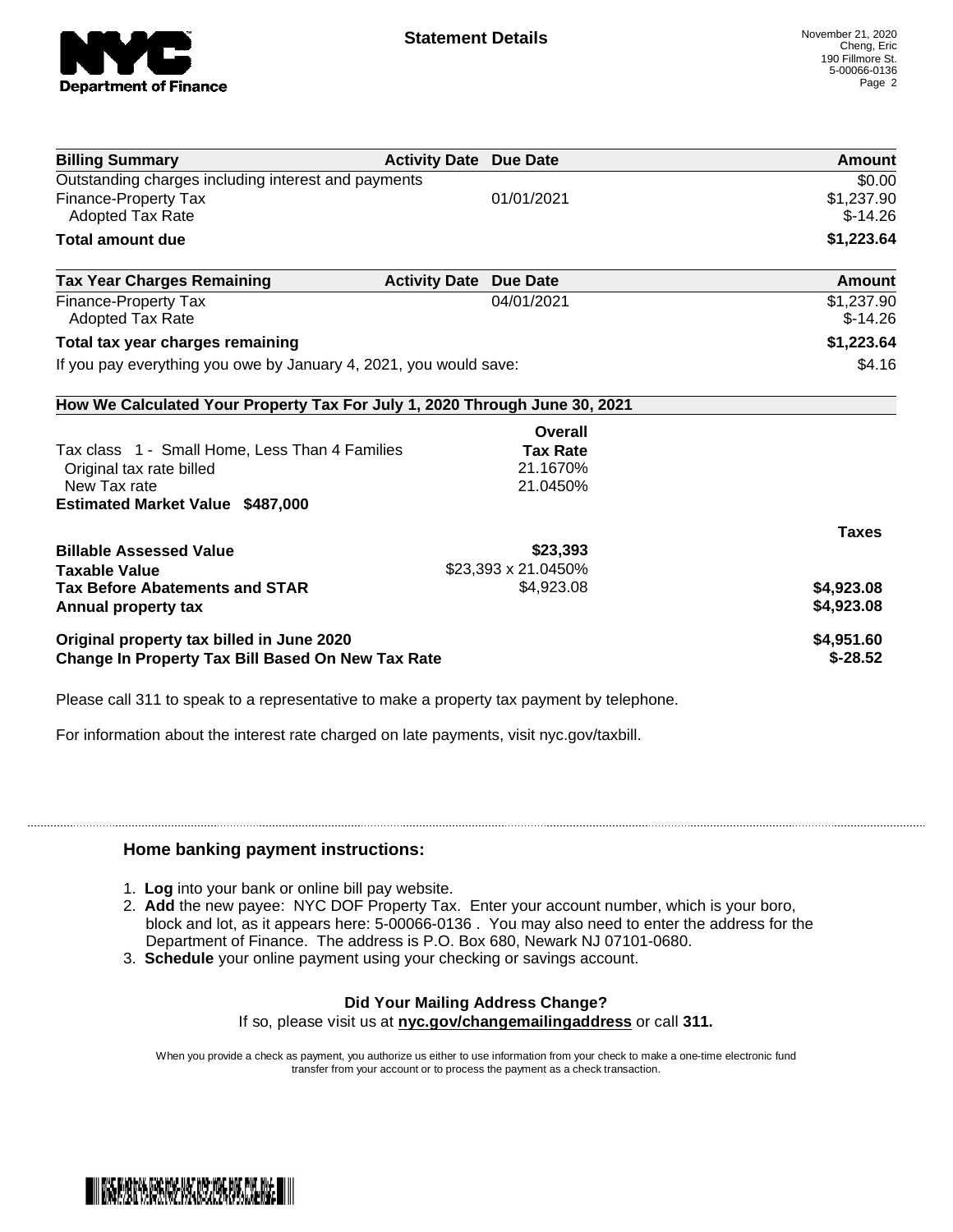## Statement Details

November 21, 2020
Cheng, Eric
190 Fillmore St.
5-00066-0136

| Billing Summary | Activity Date | Due Date | Amount |
|---|---|---|---|
| Outstanding charges including interest and payments | | | $0.00 |
| Finance-Property Tax | | 01/01/2021 | $1,237.90 |
| Adopted Tax Rate | | | $-14.26 |
| **Total amount due** | | | **$1,223.64** |

| Tax Year Charges Remaining | Activity Date | Due Date | Amount |
|---|---|---|---|
| Finance-Property Tax | | 04/01/2021 | $1,237.90 |
| Adopted Tax Rate | | | $-14.26 |
| **Total tax year charges remaining** | | | **$1,223.64** |
| If you pay everything you owe by January 4, 2021, you would save: | | | $4.16 |

### How We Calculated Your Property Tax For July 1, 2020 Through June 30, 2021

| | Overall Tax Rate | Taxes |
|---|---|---|
| Tax class 1 - Small Home, Less Than 4 Families | | |
| Original tax rate billed | 21.1670% | |
| New Tax rate | 21.0450% | |
| **Estimated Market Value $487,000** | | |
| **Billable Assessed Value** | **$23,393** | |
| **Taxable Value** | $23,393 x 21.0450% | |
| **Tax Before Abatements and STAR** | $4,923.08 | **$4,923.08** |
| **Annual property tax** | | **$4,923.08** |
| **Original property tax billed in June 2020** | | **$4,951.60** |
| **Change In Property Tax Bill Based On New Tax Rate** | | **$-28.52** |

Please call 311 to speak to a representative to make a property tax payment by telephone.

For information about the interest rate charged on late payments, visit nyc.gov/taxbill.

### Home banking payment instructions:

1. **Log** into your bank or online bill pay website.
2. **Add** the new payee: NYC DOF Property Tax. Enter your account number, which is your boro, block and lot, as it appears here: 5-00066-0136 . You may also need to enter the address for the Department of Finance. The address is P.O. Box 680, Newark NJ 07101-0680.
3. **Schedule** your online payment using your checking or savings account.

**Did Your Mailing Address Change?**
If so, please visit us at **nyc.gov/changemailingaddress** or call **311.**

When you provide a check as payment, you authorize us either to use information from your check to make a one-time electronic fund transfer from your account or to process the payment as a check transaction.